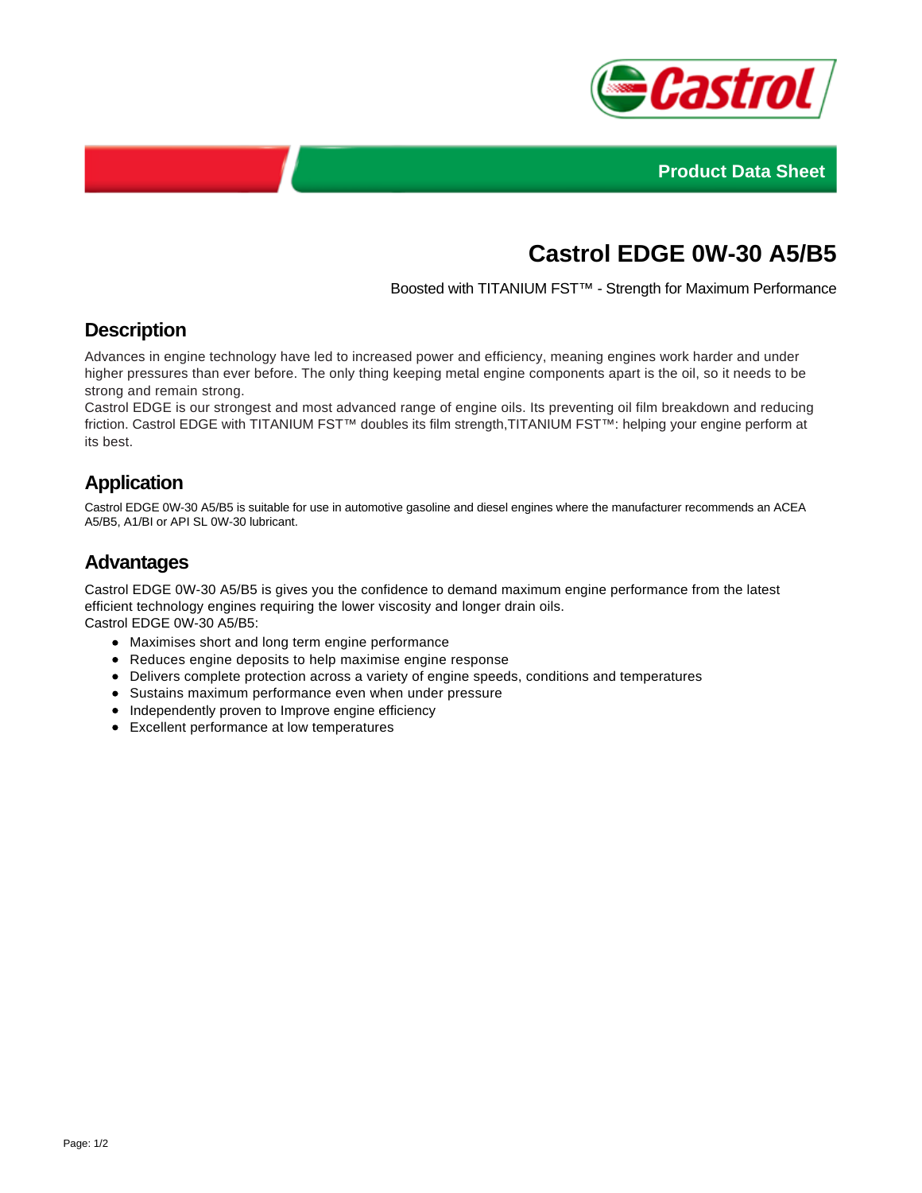Product Data Sheet

# Castrol EDGE 0W-30 A5/B5

Boosted with TITANIUM FST™ - Strength for Maximum Performance

## Description

Advances in engine technology have led to increased power and efficiency, meaning engines work harder and under higher pressures than ever before. The only thing keeping metal engine components apart is the oil, so it needs to be strong and remain strong.
Castrol EDGE is our strongest and most advanced range of engine oils. Its preventing oil film breakdown and reducing friction. Castrol EDGE with TITANIUM FST™ doubles its film strength,TITANIUM FST™: helping your engine perform at its best.

## Application

Castrol EDGE 0W-30 A5/B5 is suitable for use in automotive gasoline and diesel engines where the manufacturer recommends an ACEA A5/B5, A1/BI or API SL 0W-30 lubricant.

## Advantages

Castrol EDGE 0W-30 A5/B5 is gives you the confidence to demand maximum engine performance from the latest efficient technology engines requiring the lower viscosity and longer drain oils.
Castrol EDGE 0W-30 A5/B5:

- Maximises short and long term engine performance
- Reduces engine deposits to help maximise engine response
- Delivers complete protection across a variety of engine speeds, conditions and temperatures
- Sustains maximum performance even when under pressure
- Independently proven to Improve engine efficiency
- Excellent performance at low temperatures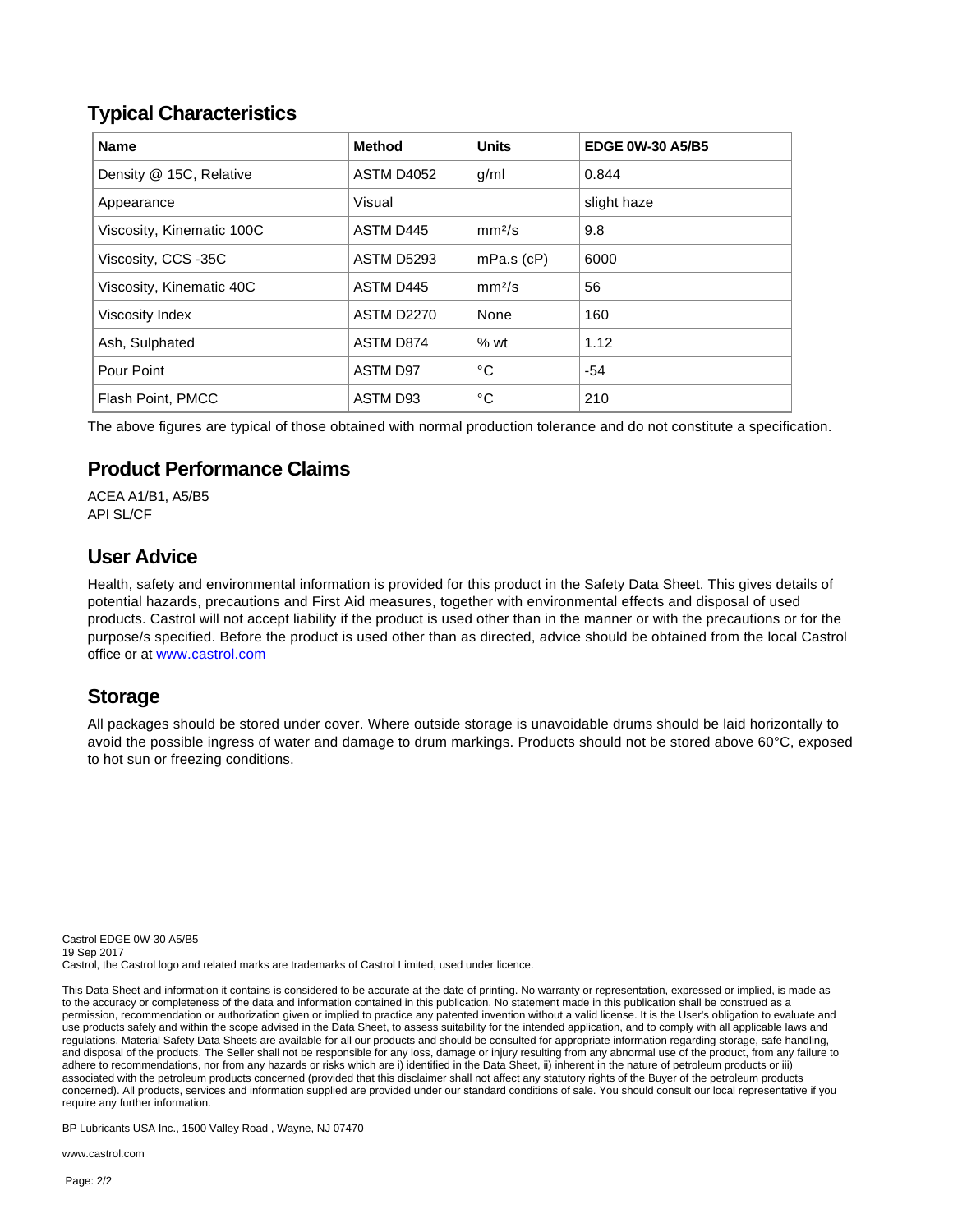## Typical Characteristics

| Name | Method | Units | EDGE 0W-30 A5/B5 |
|---|---|---|---|
| Density @ 15C, Relative | ASTM D4052 | g/ml | 0.844 |
| Appearance | Visual | | slight haze |
| Viscosity, Kinematic 100C | ASTM D445 | $mm^2/s$ | 9.8 |
| Viscosity, CCS -35C | ASTM D5293 | mPa.s (cP) | 6000 |
| Viscosity, Kinematic 40C | ASTM D445 | $mm^2/s$ | 56 |
| Viscosity Index | ASTM D2270 | None | 160 |
| Ash, Sulphated | ASTM D874 | % wt | 1.12 |
| Pour Point | ASTM D97 | °C | -54 |
| Flash Point, PMCC | ASTM D93 | °C | 210 |

The above figures are typical of those obtained with normal production tolerance and do not constitute a specification.

## Product Performance Claims

ACEA A1/B1, A5/B5
API SL/CF

## User Advice

Health, safety and environmental information is provided for this product in the Safety Data Sheet. This gives details of potential hazards, precautions and First Aid measures, together with environmental effects and disposal of used products. Castrol will not accept liability if the product is used other than in the manner or with the precautions or for the purpose/s specified. Before the product is used other than as directed, advice should be obtained from the local Castrol office or at www.castrol.com

## Storage

All packages should be stored under cover. Where outside storage is unavoidable drums should be laid horizontally to avoid the possible ingress of water and damage to drum markings. Products should not be stored above 60°C, exposed to hot sun or freezing conditions.

Castrol EDGE 0W-30 A5/B5
19 Sep 2017
Castrol, the Castrol logo and related marks are trademarks of Castrol Limited, used under licence.

This Data Sheet and information it contains is considered to be accurate at the date of printing. No warranty or representation, expressed or implied, is made as to the accuracy or completeness of the data and information contained in this publication. No statement made in this publication shall be construed as a permission, recommendation or authorization given or implied to practice any patented invention without a valid license. It is the User's obligation to evaluate and use products safely and within the scope advised in the Data Sheet, to assess suitability for the intended application, and to comply with all applicable laws and regulations. Material Safety Data Sheets are available for all our products and should be consulted for appropriate information regarding storage, safe handling, and disposal of the products. The Seller shall not be responsible for any loss, damage or injury resulting from any abnormal use of the product, from any failure to adhere to recommendations, nor from any hazards or risks which are i) identified in the Data Sheet, ii) inherent in the nature of petroleum products or iii) associated with the petroleum products concerned (provided that this disclaimer shall not affect any statutory rights of the Buyer of the petroleum products concerned). All products, services and information supplied are provided under our standard conditions of sale. You should consult our local representative if you require any further information.

BP Lubricants USA Inc., 1500 Valley Road , Wayne, NJ 07470

www.castrol.com